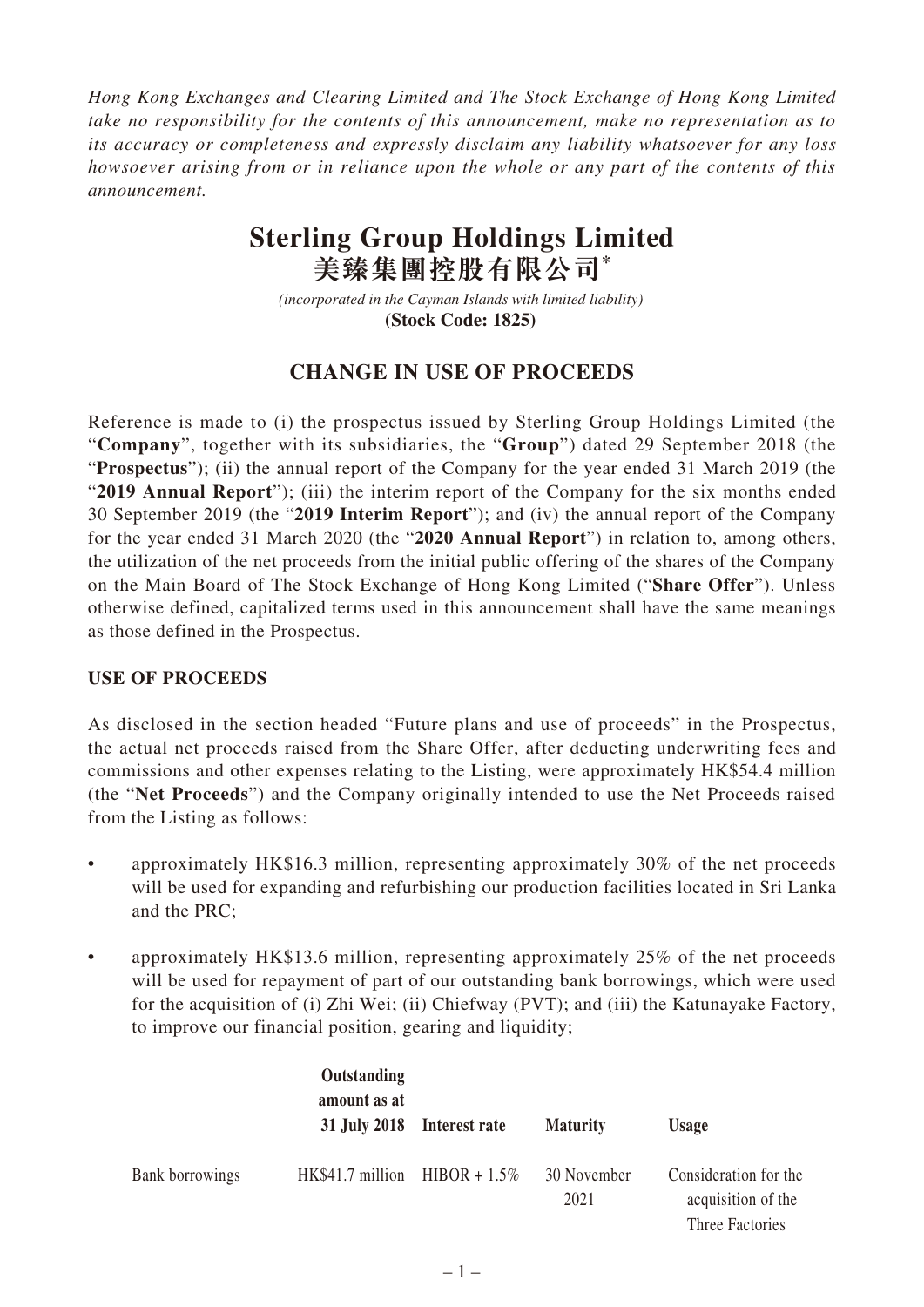*Hong Kong Exchanges and Clearing Limited and The Stock Exchange of Hong Kong Limited take no responsibility for the contents of this announcement, make no representation as to its accuracy or completeness and expressly disclaim any liability whatsoever for any loss howsoever arising from or in reliance upon the whole or any part of the contents of this announcement.*

# Sterling Group Holdings Limited
# 美臻集團控股有限公司*

*(incorporated in the Cayman Islands with limited liability)*
**(Stock Code: 1825)**

## CHANGE IN USE OF PROCEEDS

Reference is made to (i) the prospectus issued by Sterling Group Holdings Limited (the "**Company**", together with its subsidiaries, the "**Group**") dated 29 September 2018 (the "**Prospectus**"); (ii) the annual report of the Company for the year ended 31 March 2019 (the "**2019 Annual Report**"); (iii) the interim report of the Company for the six months ended 30 September 2019 (the "**2019 Interim Report**"); and (iv) the annual report of the Company for the year ended 31 March 2020 (the "**2020 Annual Report**") in relation to, among others, the utilization of the net proceeds from the initial public offering of the shares of the Company on the Main Board of The Stock Exchange of Hong Kong Limited ("**Share Offer**"). Unless otherwise defined, capitalized terms used in this announcement shall have the same meanings as those defined in the Prospectus.

### USE OF PROCEEDS

As disclosed in the section headed "Future plans and use of proceeds" in the Prospectus, the actual net proceeds raised from the Share Offer, after deducting underwriting fees and commissions and other expenses relating to the Listing, were approximately HK$54.4 million (the "**Net Proceeds**") and the Company originally intended to use the Net Proceeds raised from the Listing as follows:

- approximately HK$16.3 million, representing approximately 30% of the net proceeds will be used for expanding and refurbishing our production facilities located in Sri Lanka and the PRC;
- approximately HK$13.6 million, representing approximately 25% of the net proceeds will be used for repayment of part of our outstanding bank borrowings, which were used for the acquisition of (i) Zhi Wei; (ii) Chiefway (PVT); and (iii) the Katunayake Factory, to improve our financial position, gearing and liquidity;

| | Outstanding amount as at 31 July 2018 | Interest rate | Maturity | Usage |
|---|---|---|---|---|
| Bank borrowings | HK$41.7 million | HIBOR + 1.5% | 30 November 2021 | Consideration for the acquisition of the Three Factories |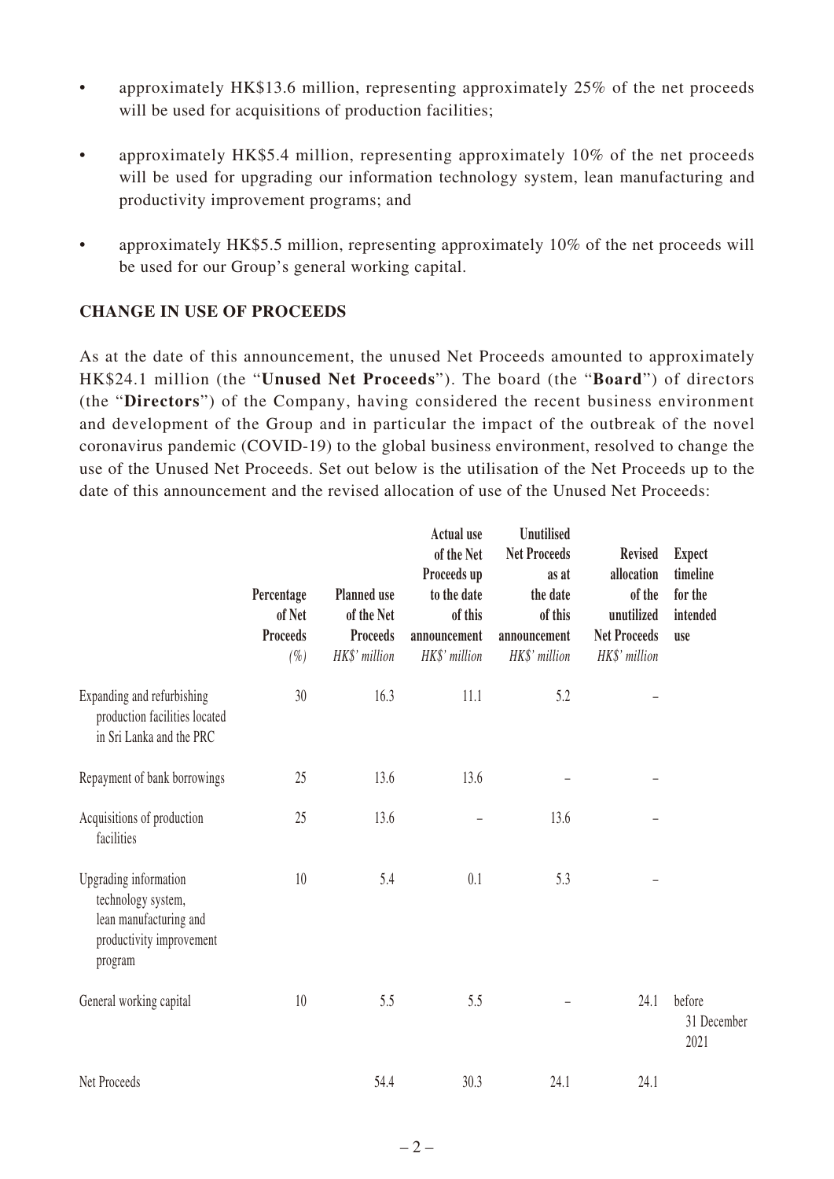- approximately HK$13.6 million, representing approximately 25% of the net proceeds will be used for acquisitions of production facilities;
- approximately HK$5.4 million, representing approximately 10% of the net proceeds will be used for upgrading our information technology system, lean manufacturing and productivity improvement programs; and
- approximately HK$5.5 million, representing approximately 10% of the net proceeds will be used for our Group's general working capital.

## CHANGE IN USE OF PROCEEDS

As at the date of this announcement, the unused Net Proceeds amounted to approximately HK$24.1 million (the "**Unused Net Proceeds**"). The board (the "**Board**") of directors (the "**Directors**") of the Company, having considered the recent business environment and development of the Group and in particular the impact of the outbreak of the novel coronavirus pandemic (COVID-19) to the global business environment, resolved to change the use of the Unused Net Proceeds. Set out below is the utilisation of the Net Proceeds up to the date of this announcement and the revised allocation of use of the Unused Net Proceeds:

| | Percentage of Net Proceeds *(%)* | Planned use of the Net Proceeds *HK$' million* | Actual use of the Net Proceeds up to the date of this announcement *HK$' million* | Unutilised Net Proceeds as at the date of this announcement *HK$' million* | Revised allocation of the unutilized Net Proceeds *HK$' million* | Expect timeline for the intended use |
|---|---|---|---|---|---|---|
| Expanding and refurbishing production facilities located in Sri Lanka and the PRC | 30 | 16.3 | 11.1 | 5.2 | – | |
| Repayment of bank borrowings | 25 | 13.6 | 13.6 | – | – | |
| Acquisitions of production facilities | 25 | 13.6 | – | 13.6 | – | |
| Upgrading information technology system, lean manufacturing and productivity improvement program | 10 | 5.4 | 0.1 | 5.3 | – | |
| General working capital | 10 | 5.5 | 5.5 | – | 24.1 | before 31 December 2021 |
| Net Proceeds | | 54.4 | 30.3 | 24.1 | 24.1 | |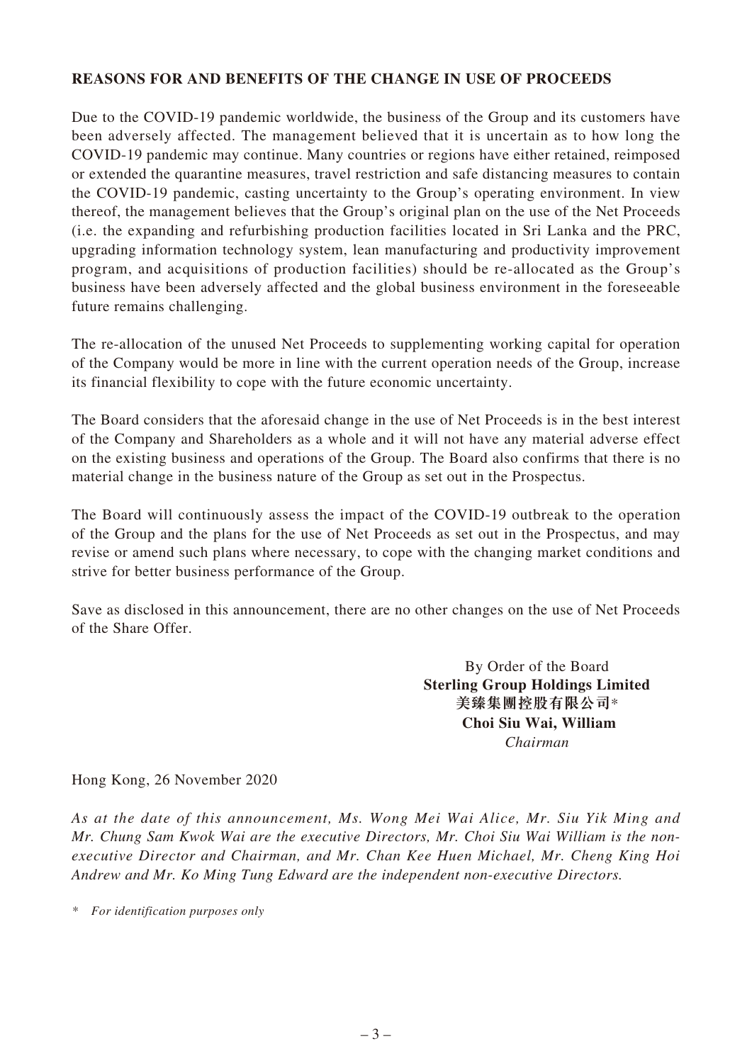**REASONS FOR AND BENEFITS OF THE CHANGE IN USE OF PROCEEDS**

Due to the COVID-19 pandemic worldwide, the business of the Group and its customers have been adversely affected. The management believed that it is uncertain as to how long the COVID-19 pandemic may continue. Many countries or regions have either retained, reimposed or extended the quarantine measures, travel restriction and safe distancing measures to contain the COVID-19 pandemic, casting uncertainty to the Group's operating environment. In view thereof, the management believes that the Group's original plan on the use of the Net Proceeds (i.e. the expanding and refurbishing production facilities located in Sri Lanka and the PRC, upgrading information technology system, lean manufacturing and productivity improvement program, and acquisitions of production facilities) should be re-allocated as the Group's business have been adversely affected and the global business environment in the foreseeable future remains challenging.

The re-allocation of the unused Net Proceeds to supplementing working capital for operation of the Company would be more in line with the current operation needs of the Group, increase its financial flexibility to cope with the future economic uncertainty.

The Board considers that the aforesaid change in the use of Net Proceeds is in the best interest of the Company and Shareholders as a whole and it will not have any material adverse effect on the existing business and operations of the Group. The Board also confirms that there is no material change in the business nature of the Group as set out in the Prospectus.

The Board will continuously assess the impact of the COVID-19 outbreak to the operation of the Group and the plans for the use of Net Proceeds as set out in the Prospectus, and may revise or amend such plans where necessary, to cope with the changing market conditions and strive for better business performance of the Group.

Save as disclosed in this announcement, there are no other changes on the use of Net Proceeds of the Share Offer.

By Order of the Board
**Sterling Group Holdings Limited**
**美臻集團控股有限公司**\*
**Choi Siu Wai, William**
*Chairman*

Hong Kong, 26 November 2020

*As at the date of this announcement, Ms. Wong Mei Wai Alice, Mr. Siu Yik Ming and Mr. Chung Sam Kwok Wai are the executive Directors, Mr. Choi Siu Wai William is the non-executive Director and Chairman, and Mr. Chan Kee Huen Michael, Mr. Cheng King Hoi Andrew and Mr. Ko Ming Tung Edward are the independent non-executive Directors.*

\* *For identification purposes only*